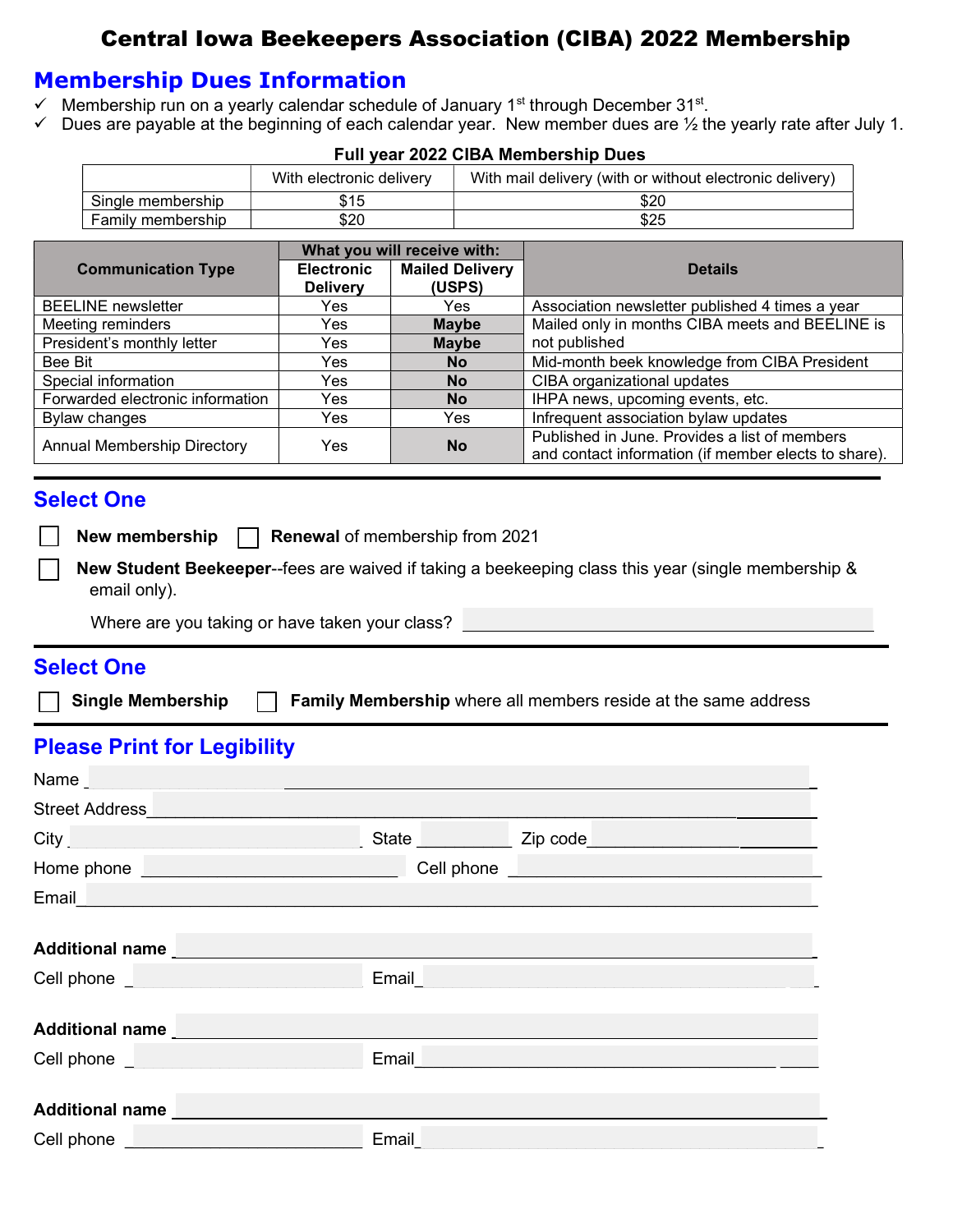# Central Iowa Beekeepers Association (CIBA) 2022 Membership

## Membership Dues Information

- ✓ Membership run on a yearly calendar schedule of January 1st through December 31st.
- ✓ Dues are payable at the beginning of each calendar year. New member dues are ½ the yearly rate after July 1.

**Full year 2022 CIBA Membership Dues**

| | With electronic delivery | With mail delivery (with or without electronic delivery) |
|---|---|---|
| Single membership | $15 | $20 |
| Family membership | $20 | $25 |

| Communication Type | What you will receive with: | | Details |
|---|---|---|---|
| | Electronic Delivery | Mailed Delivery (USPS) | |
| BEELINE newsletter | Yes | Yes | Association newsletter published 4 times a year |
| Meeting reminders | Yes | **Maybe** | Mailed only in months CIBA meets and BEELINE is not published |
| President's monthly letter | Yes | **Maybe** | |
| Bee Bit | Yes | **No** | Mid-month beek knowledge from CIBA President |
| Special information | Yes | **No** | CIBA organizational updates |
| Forwarded electronic information | Yes | **No** | IHPA news, upcoming events, etc. |
| Bylaw changes | Yes | Yes | Infrequent association bylaw updates |
| Annual Membership Directory | Yes | **No** | Published in June. Provides a list of members and contact information (if member elects to share). |

## Select One

☐ **New membership** ☐ **Renewal** of membership from 2021

☐ **New Student Beekeeper**--fees are waived if taking a beekeeping class this year (single membership & email only).

Where are you taking or have taken your class? ______________________________

## Select One

☐ **Single Membership** ☐ **Family Membership** where all members reside at the same address

## Please Print for Legibility

Name ______________________________

Street Address ______________________________

City ______________ State __________ Zip code ______________

Home phone ______________ Cell phone ______________

Email ______________________________

**Additional name** ______________________________

Cell phone ______________ Email ______________

**Additional name** ______________________________

Cell phone ______________ Email ______________

**Additional name** ______________________________

Cell phone ______________ Email ______________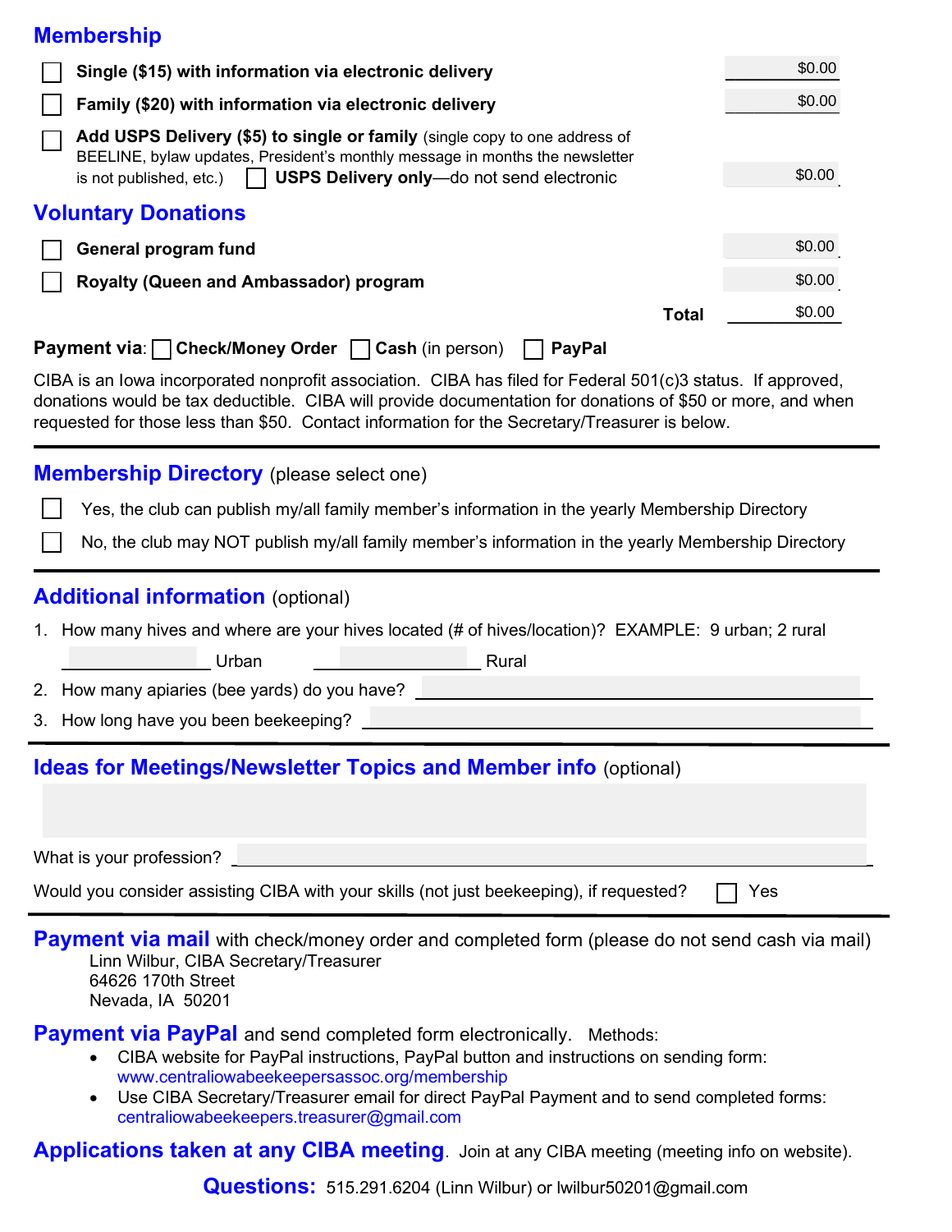## Membership

- ☐ **Single ($15) with information via electronic delivery** $0.00
- ☐ **Family ($20) with information via electronic delivery** $0.00
- ☐ **Add USPS Delivery ($5) to single or family** (single copy to one address of BEELINE, bylaw updates, President's monthly message in months the newsletter is not published, etc.) ☐ **USPS Delivery only**—do not send electronic $0.00

## Voluntary Donations

- ☐ **General program fund** $0.00
- ☐ **Royalty (Queen and Ambassador) program** $0.00

**Total** $0.00

**Payment via**: ☐ **Check/Money Order** ☐ **Cash** (in person) ☐ **PayPal**

CIBA is an Iowa incorporated nonprofit association. CIBA has filed for Federal 501(c)3 status. If approved, donations would be tax deductible. CIBA will provide documentation for donations of $50 or more, and when requested for those less than $50. Contact information for the Secretary/Treasurer is below.

---

## Membership Directory (please select one)

- ☐ Yes, the club can publish my/all family member's information in the yearly Membership Directory
- ☐ No, the club may NOT publish my/all family member's information in the yearly Membership Directory

---

## Additional information (optional)

1. How many hives and where are your hives located (# of hives/location)? EXAMPLE: 9 urban; 2 rural

   ______________ Urban ______________ Rural

2. How many apiaries (bee yards) do you have? ______________
3. How long have you been beekeeping? ______________

---

## Ideas for Meetings/Newsletter Topics and Member info (optional)

What is your profession? ______________

Would you consider assisting CIBA with your skills (not just beekeeping), if requested? ☐ Yes

---

**Payment via mail** with check/money order and completed form (please do not send cash via mail)

Linn Wilbur, CIBA Secretary/Treasurer
64626 170th Street
Nevada, IA 50201

**Payment via PayPal** and send completed form electronically. Methods:

- CIBA website for PayPal instructions, PayPal button and instructions on sending form: www.centraliowabeekeepersassoc.org/membership
- Use CIBA Secretary/Treasurer email for direct PayPal Payment and to send completed forms: centraliowabeekeepers.treasurer@gmail.com

**Applications taken at any CIBA meeting**. Join at any CIBA meeting (meeting info on website).

**Questions:** 515.291.6204 (Linn Wilbur) or lwilbur50201@gmail.com